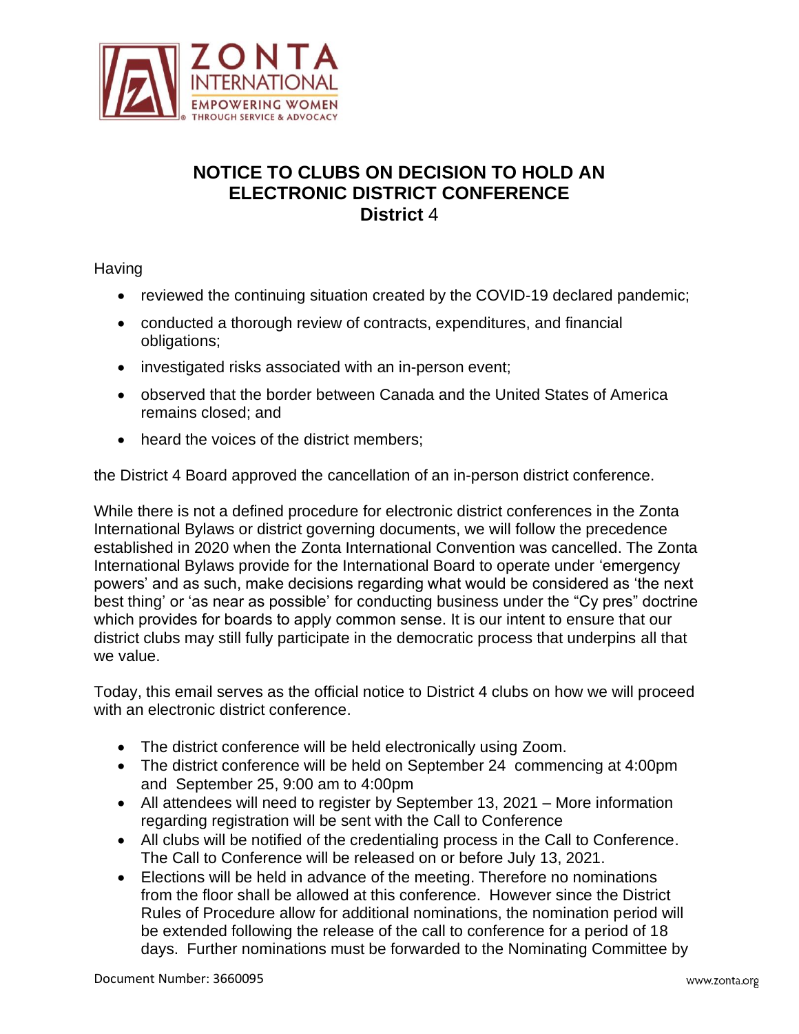# NOTICE TO CLUBS ON DECISION TO HOLD AN ELECTRONIC DISTRICT CONFERENCE

## District 4

Having

- reviewed the continuing situation created by the COVID-19 declared pandemic;
- conducted a thorough review of contracts, expenditures, and financial obligations;
- investigated risks associated with an in-person event;
- observed that the border between Canada and the United States of America remains closed; and
- heard the voices of the district members;

the District 4 Board approved the cancellation of an in-person district conference.

While there is not a defined procedure for electronic district conferences in the Zonta International Bylaws or district governing documents, we will follow the precedence established in 2020 when the Zonta International Convention was cancelled. The Zonta International Bylaws provide for the International Board to operate under 'emergency powers' and as such, make decisions regarding what would be considered as 'the next best thing' or 'as near as possible' for conducting business under the "Cy pres" doctrine which provides for boards to apply common sense. It is our intent to ensure that our district clubs may still fully participate in the democratic process that underpins all that we value.

Today, this email serves as the official notice to District 4 clubs on how we will proceed with an electronic district conference.

- The district conference will be held electronically using Zoom.
- The district conference will be held on September 24 commencing at 4:00pm and September 25, 9:00 am to 4:00pm
- All attendees will need to register by September 13, 2021 – More information regarding registration will be sent with the Call to Conference
- All clubs will be notified of the credentialing process in the Call to Conference. The Call to Conference will be released on or before July 13, 2021.
- Elections will be held in advance of the meeting. Therefore no nominations from the floor shall be allowed at this conference. However since the District Rules of Procedure allow for additional nominations, the nomination period will be extended following the release of the call to conference for a period of 18 days. Further nominations must be forwarded to the Nominating Committee by

Document Number: 3660095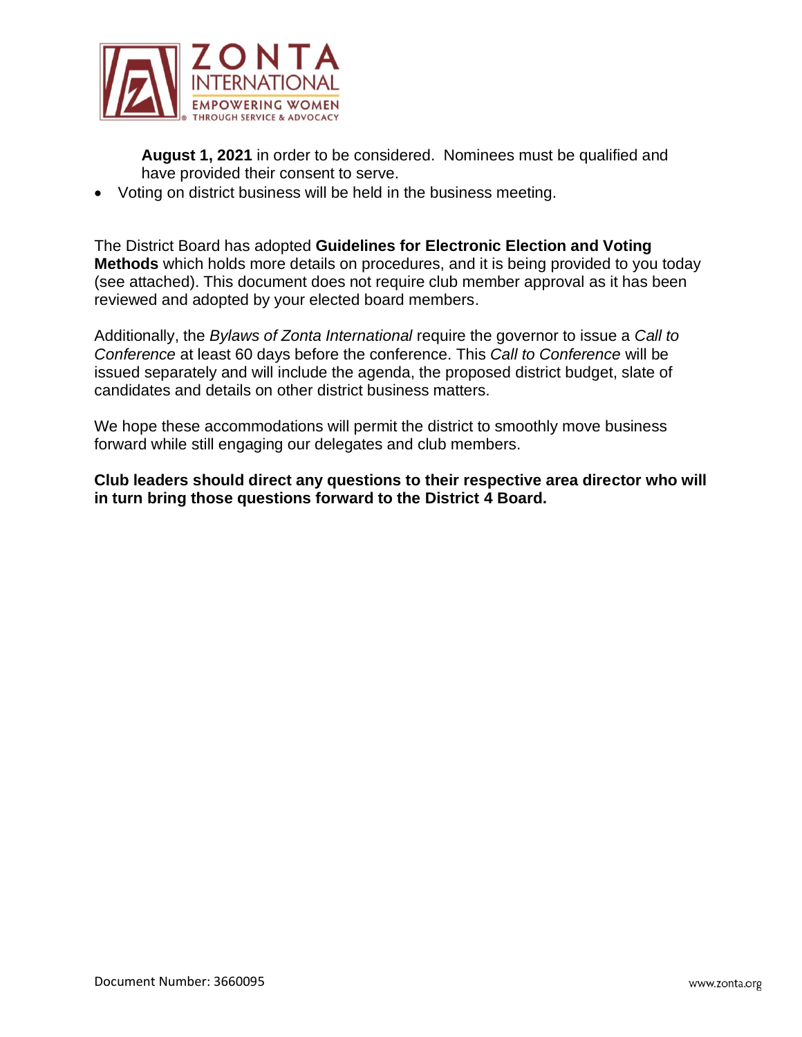**August 1, 2021** in order to be considered. Nominees must be qualified and have provided their consent to serve.

- Voting on district business will be held in the business meeting.

The District Board has adopted **Guidelines for Electronic Election and Voting Methods** which holds more details on procedures, and it is being provided to you today (see attached). This document does not require club member approval as it has been reviewed and adopted by your elected board members.

Additionally, the *Bylaws of Zonta International* require the governor to issue a *Call to Conference* at least 60 days before the conference. This *Call to Conference* will be issued separately and will include the agenda, the proposed district budget, slate of candidates and details on other district business matters.

We hope these accommodations will permit the district to smoothly move business forward while still engaging our delegates and club members.

**Club leaders should direct any questions to their respective area director who will in turn bring those questions forward to the District 4 Board.**

Document Number: 3660095